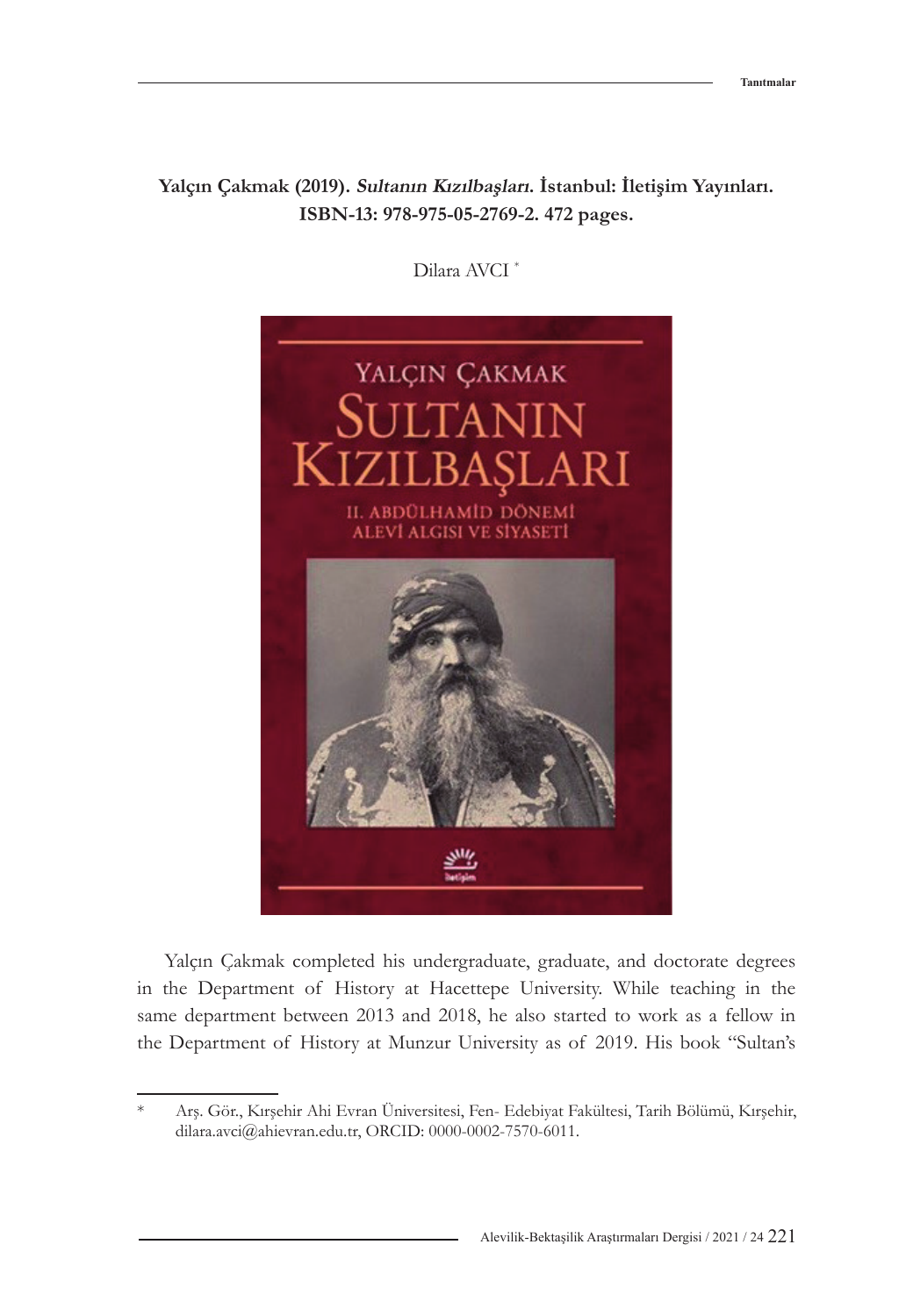**Yalçın Çakmak (2019). *Sultanın Kızılbaşları*. İstanbul: İletişim Yayınları. ISBN-13: 978-975-05-2769-2. 472 pages.**

Dilara AVCI [*]

Yalçın Çakmak completed his undergraduate, graduate, and doctorate degrees in the Department of History at Hacettepe University. While teaching in the same department between 2013 and 2018, he also started to work as a fellow in the Department of History at Munzur University as of 2019. His book "Sultan's

---

[*] Arş. Gör., Kırşehir Ahi Evran Üniversitesi, Fen- Edebiyat Fakültesi, Tarih Bölümü, Kırşehir, dilara.avci@ahievran.edu.tr, ORCID: 0000-0002-7570-6011.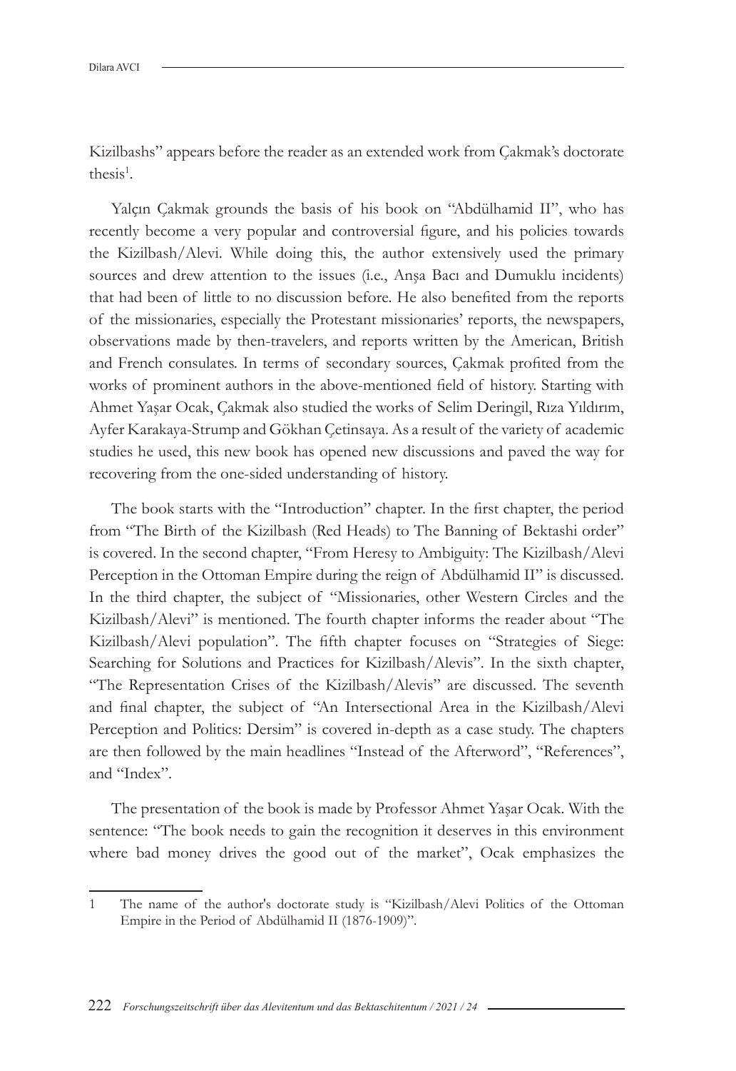Kizilbashs" appears before the reader as an extended work from Çakmak's doctorate thesis[1].

Yalçın Çakmak grounds the basis of his book on "Abdülhamid II", who has recently become a very popular and controversial figure, and his policies towards the Kizilbash/Alevi. While doing this, the author extensively used the primary sources and drew attention to the issues (i.e., Anşa Bacı and Dumuklu incidents) that had been of little to no discussion before. He also benefited from the reports of the missionaries, especially the Protestant missionaries' reports, the newspapers, observations made by then-travelers, and reports written by the American, British and French consulates. In terms of secondary sources, Çakmak profited from the works of prominent authors in the above-mentioned field of history. Starting with Ahmet Yaşar Ocak, Çakmak also studied the works of Selim Deringil, Rıza Yıldırım, Ayfer Karakaya-Strump and Gökhan Çetinsaya. As a result of the variety of academic studies he used, this new book has opened new discussions and paved the way for recovering from the one-sided understanding of history.

The book starts with the "Introduction" chapter. In the first chapter, the period from "The Birth of the Kizilbash (Red Heads) to The Banning of Bektashi order" is covered. In the second chapter, "From Heresy to Ambiguity: The Kizilbash/Alevi Perception in the Ottoman Empire during the reign of Abdülhamid II" is discussed. In the third chapter, the subject of "Missionaries, other Western Circles and the Kizilbash/Alevi" is mentioned. The fourth chapter informs the reader about "The Kizilbash/Alevi population". The fifth chapter focuses on "Strategies of Siege: Searching for Solutions and Practices for Kizilbash/Alevis". In the sixth chapter, "The Representation Crises of the Kizilbash/Alevis" are discussed. The seventh and final chapter, the subject of "An Intersectional Area in the Kizilbash/Alevi Perception and Politics: Dersim" is covered in-depth as a case study. The chapters are then followed by the main headlines "Instead of the Afterword", "References", and "Index".

The presentation of the book is made by Professor Ahmet Yaşar Ocak. With the sentence: "The book needs to gain the recognition it deserves in this environment where bad money drives the good out of the market", Ocak emphasizes the

---

[1] The name of the author's doctorate study is "Kizilbash/Alevi Politics of the Ottoman Empire in the Period of Abdülhamid II (1876-1909)".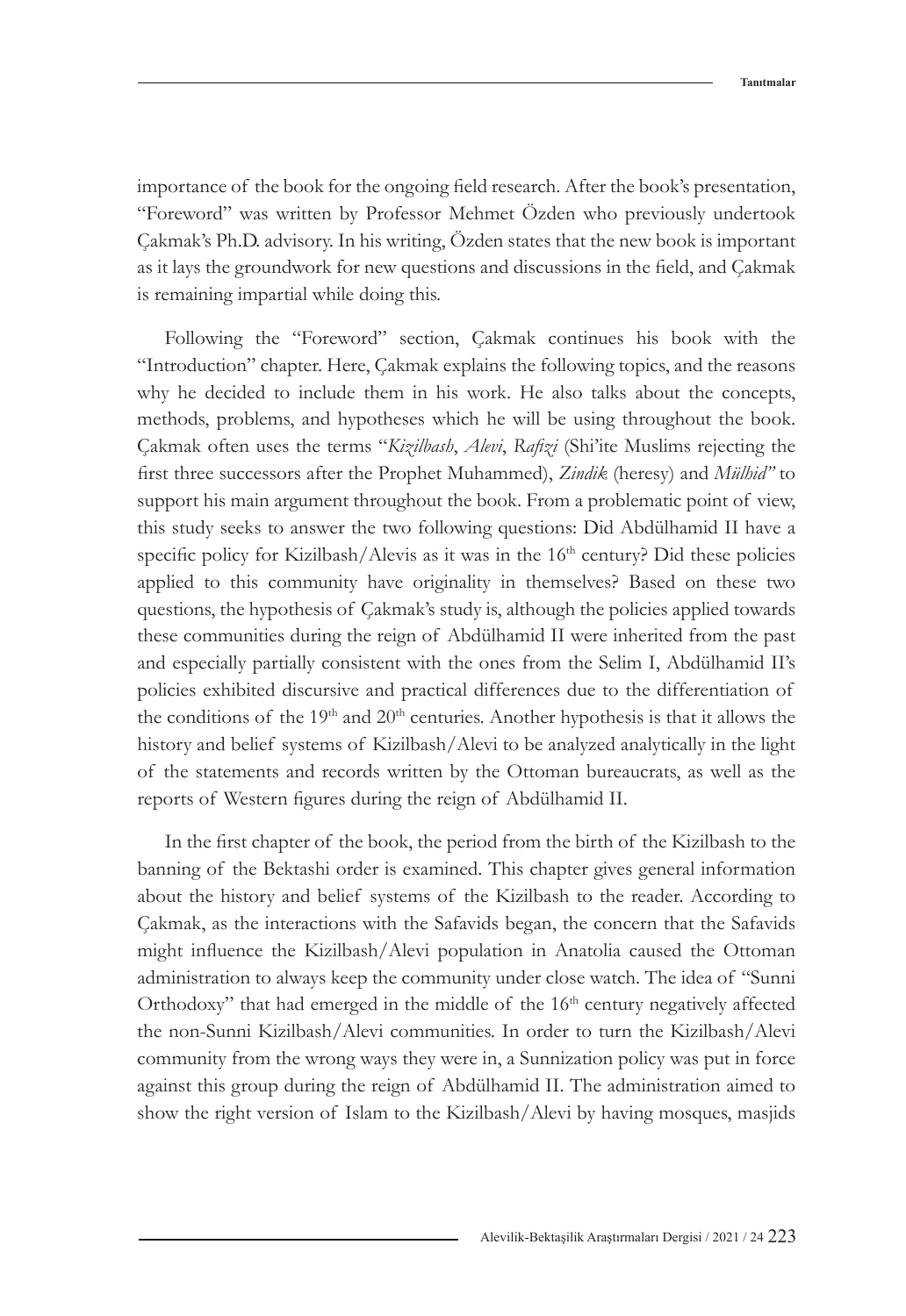importance of the book for the ongoing field research. After the book's presentation, "Foreword" was written by Professor Mehmet Özden who previously undertook Çakmak's Ph.D. advisory. In his writing, Özden states that the new book is important as it lays the groundwork for new questions and discussions in the field, and Çakmak is remaining impartial while doing this.

Following the "Foreword" section, Çakmak continues his book with the "Introduction" chapter. Here, Çakmak explains the following topics, and the reasons why he decided to include them in his work. He also talks about the concepts, methods, problems, and hypotheses which he will be using throughout the book. Çakmak often uses the terms "*Kizilbash*, *Alevi*, *Rafizi* (Shi'ite Muslims rejecting the first three successors after the Prophet Muhammed), *Zindik* (heresy) and *Mülhid"* to support his main argument throughout the book. From a problematic point of view, this study seeks to answer the two following questions: Did Abdülhamid II have a specific policy for Kizilbash/Alevis as it was in the 16th century? Did these policies applied to this community have originality in themselves? Based on these two questions, the hypothesis of Çakmak's study is, although the policies applied towards these communities during the reign of Abdülhamid II were inherited from the past and especially partially consistent with the ones from the Selim I, Abdülhamid II's policies exhibited discursive and practical differences due to the differentiation of the conditions of the 19th and 20th centuries. Another hypothesis is that it allows the history and belief systems of Kizilbash/Alevi to be analyzed analytically in the light of the statements and records written by the Ottoman bureaucrats, as well as the reports of Western figures during the reign of Abdülhamid II.

In the first chapter of the book, the period from the birth of the Kizilbash to the banning of the Bektashi order is examined. This chapter gives general information about the history and belief systems of the Kizilbash to the reader. According to Çakmak, as the interactions with the Safavids began, the concern that the Safavids might influence the Kizilbash/Alevi population in Anatolia caused the Ottoman administration to always keep the community under close watch. The idea of "Sunni Orthodoxy" that had emerged in the middle of the 16th century negatively affected the non-Sunni Kizilbash/Alevi communities. In order to turn the Kizilbash/Alevi community from the wrong ways they were in, a Sunnization policy was put in force against this group during the reign of Abdülhamid II. The administration aimed to show the right version of Islam to the Kizilbash/Alevi by having mosques, masjids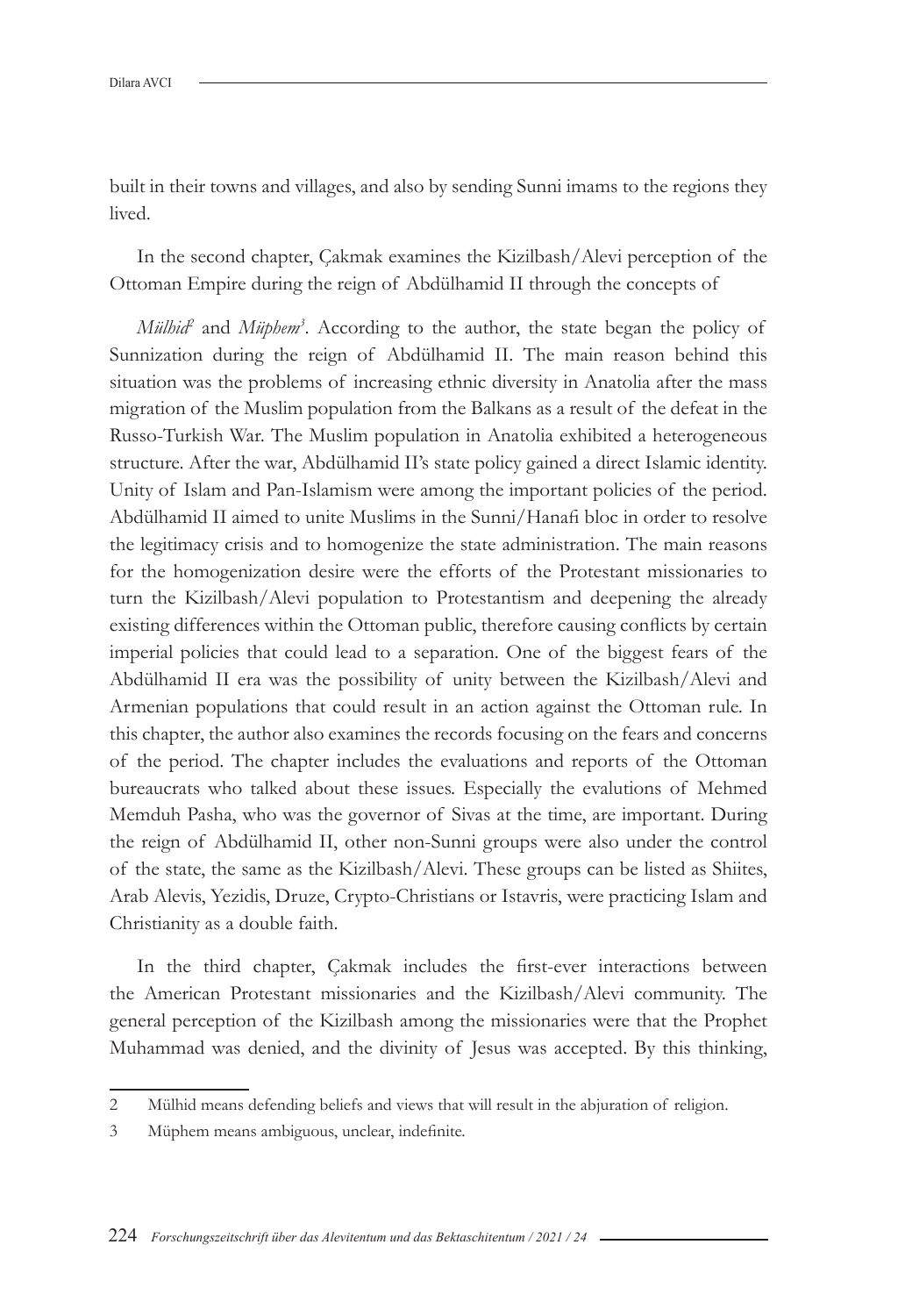built in their towns and villages, and also by sending Sunni imams to the regions they lived.

In the second chapter, Çakmak examines the Kizilbash/Alevi perception of the Ottoman Empire during the reign of Abdülhamid II through the concepts of

*Mülhid*[2] and *Müphem*[3]. According to the author, the state began the policy of Sunnization during the reign of Abdülhamid II. The main reason behind this situation was the problems of increasing ethnic diversity in Anatolia after the mass migration of the Muslim population from the Balkans as a result of the defeat in the Russo-Turkish War. The Muslim population in Anatolia exhibited a heterogeneous structure. After the war, Abdülhamid II's state policy gained a direct Islamic identity. Unity of Islam and Pan-Islamism were among the important policies of the period. Abdülhamid II aimed to unite Muslims in the Sunni/Hanafi bloc in order to resolve the legitimacy crisis and to homogenize the state administration. The main reasons for the homogenization desire were the efforts of the Protestant missionaries to turn the Kizilbash/Alevi population to Protestantism and deepening the already existing differences within the Ottoman public, therefore causing conflicts by certain imperial policies that could lead to a separation. One of the biggest fears of the Abdülhamid II era was the possibility of unity between the Kizilbash/Alevi and Armenian populations that could result in an action against the Ottoman rule. In this chapter, the author also examines the records focusing on the fears and concerns of the period. The chapter includes the evaluations and reports of the Ottoman bureaucrats who talked about these issues. Especially the evalutions of Mehmed Memduh Pasha, who was the governor of Sivas at the time, are important. During the reign of Abdülhamid II, other non-Sunni groups were also under the control of the state, the same as the Kizilbash/Alevi. These groups can be listed as Shiites, Arab Alevis, Yezidis, Druze, Crypto-Christians or Istavris, were practicing Islam and Christianity as a double faith.

In the third chapter, Çakmak includes the first-ever interactions between the American Protestant missionaries and the Kizilbash/Alevi community. The general perception of the Kizilbash among the missionaries were that the Prophet Muhammad was denied, and the divinity of Jesus was accepted. By this thinking,

---

2 Mülhid means defending beliefs and views that will result in the abjuration of religion.

3 Müphem means ambiguous, unclear, indefinite.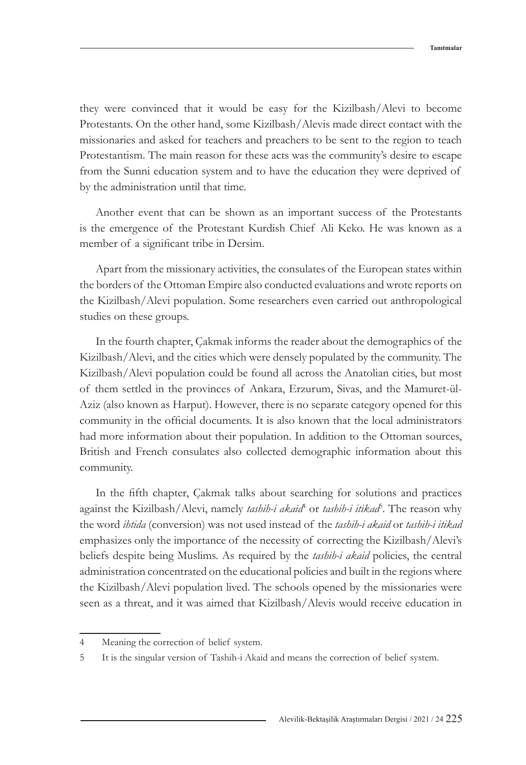they were convinced that it would be easy for the Kizilbash/Alevi to become Protestants. On the other hand, some Kizilbash/Alevis made direct contact with the missionaries and asked for teachers and preachers to be sent to the region to teach Protestantism. The main reason for these acts was the community's desire to escape from the Sunni education system and to have the education they were deprived of by the administration until that time.

Another event that can be shown as an important success of the Protestants is the emergence of the Protestant Kurdish Chief Ali Keko. He was known as a member of a significant tribe in Dersim.

Apart from the missionary activities, the consulates of the European states within the borders of the Ottoman Empire also conducted evaluations and wrote reports on the Kizilbash/Alevi population. Some researchers even carried out anthropological studies on these groups.

In the fourth chapter, Çakmak informs the reader about the demographics of the Kizilbash/Alevi, and the cities which were densely populated by the community. The Kizilbash/Alevi population could be found all across the Anatolian cities, but most of them settled in the provinces of Ankara, Erzurum, Sivas, and the Mamuret-ül-Aziz (also known as Harput). However, there is no separate category opened for this community in the official documents. It is also known that the local administrators had more information about their population. In addition to the Ottoman sources, British and French consulates also collected demographic information about this community.

In the fifth chapter, Çakmak talks about searching for solutions and practices against the Kizilbash/Alevi, namely *tashih-i akaid*[4] or *tashih-i itikad*[5]. The reason why the word *ihtida* (conversion) was not used instead of the *tashih-i akaid* or *tashih-i itikad* emphasizes only the importance of the necessity of correcting the Kizilbash/Alevi's beliefs despite being Muslims. As required by the *tashih-i akaid* policies, the central administration concentrated on the educational policies and built in the regions where the Kizilbash/Alevi population lived. The schools opened by the missionaries were seen as a threat, and it was aimed that Kizilbash/Alevis would receive education in

---

4 Meaning the correction of belief system.

5 It is the singular version of Tashih-i Akaid and means the correction of belief system.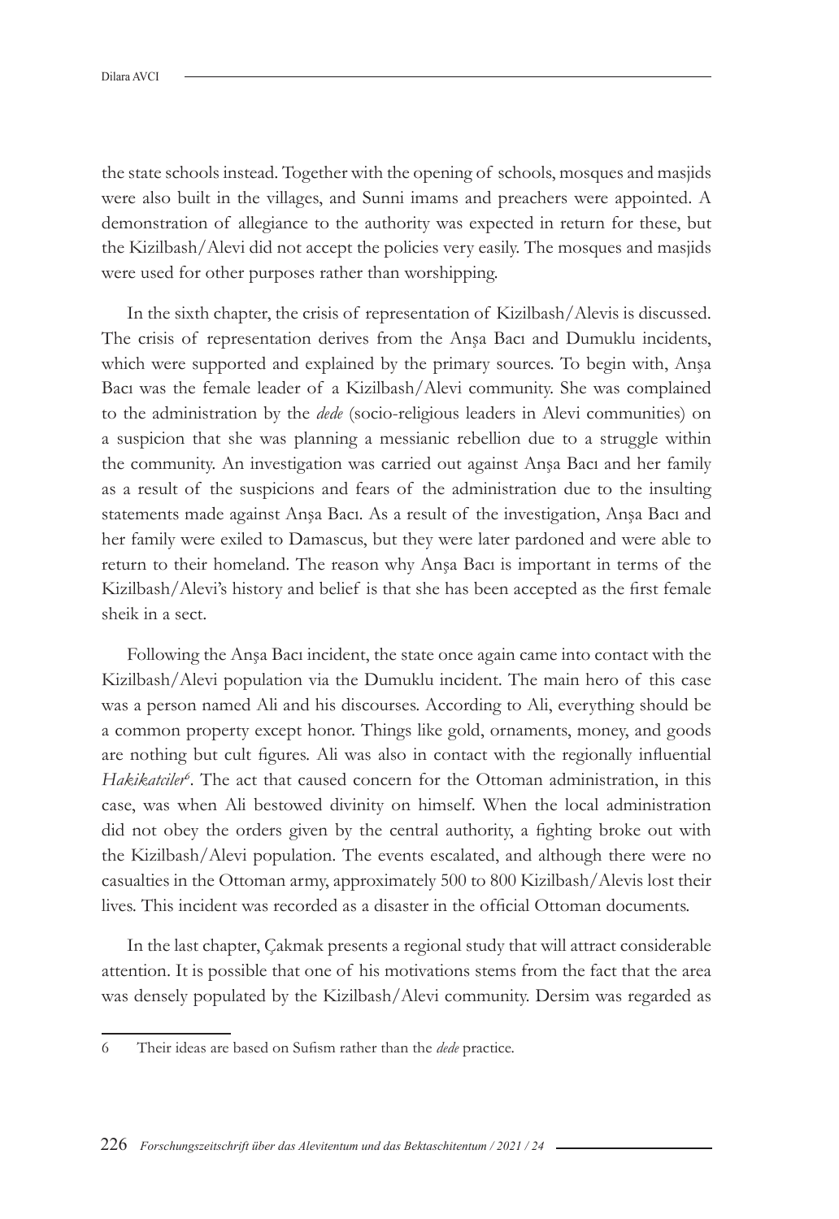the state schools instead. Together with the opening of schools, mosques and masjids were also built in the villages, and Sunni imams and preachers were appointed. A demonstration of allegiance to the authority was expected in return for these, but the Kizilbash/Alevi did not accept the policies very easily. The mosques and masjids were used for other purposes rather than worshipping.

In the sixth chapter, the crisis of representation of Kizilbash/Alevis is discussed. The crisis of representation derives from the Anşa Bacı and Dumuklu incidents, which were supported and explained by the primary sources. To begin with, Anşa Bacı was the female leader of a Kizilbash/Alevi community. She was complained to the administration by the *dede* (socio-religious leaders in Alevi communities) on a suspicion that she was planning a messianic rebellion due to a struggle within the community. An investigation was carried out against Anşa Bacı and her family as a result of the suspicions and fears of the administration due to the insulting statements made against Anşa Bacı. As a result of the investigation, Anşa Bacı and her family were exiled to Damascus, but they were later pardoned and were able to return to their homeland. The reason why Anşa Bacı is important in terms of the Kizilbash/Alevi's history and belief is that she has been accepted as the first female sheik in a sect.

Following the Anşa Bacı incident, the state once again came into contact with the Kizilbash/Alevi population via the Dumuklu incident. The main hero of this case was a person named Ali and his discourses. According to Ali, everything should be a common property except honor. Things like gold, ornaments, money, and goods are nothing but cult figures. Ali was also in contact with the regionally influential *Hakikatciler*[6]. The act that caused concern for the Ottoman administration, in this case, was when Ali bestowed divinity on himself. When the local administration did not obey the orders given by the central authority, a fighting broke out with the Kizilbash/Alevi population. The events escalated, and although there were no casualties in the Ottoman army, approximately 500 to 800 Kizilbash/Alevis lost their lives. This incident was recorded as a disaster in the official Ottoman documents.

In the last chapter, Çakmak presents a regional study that will attract considerable attention. It is possible that one of his motivations stems from the fact that the area was densely populated by the Kizilbash/Alevi community. Dersim was regarded as

---

6 Their ideas are based on Sufism rather than the *dede* practice.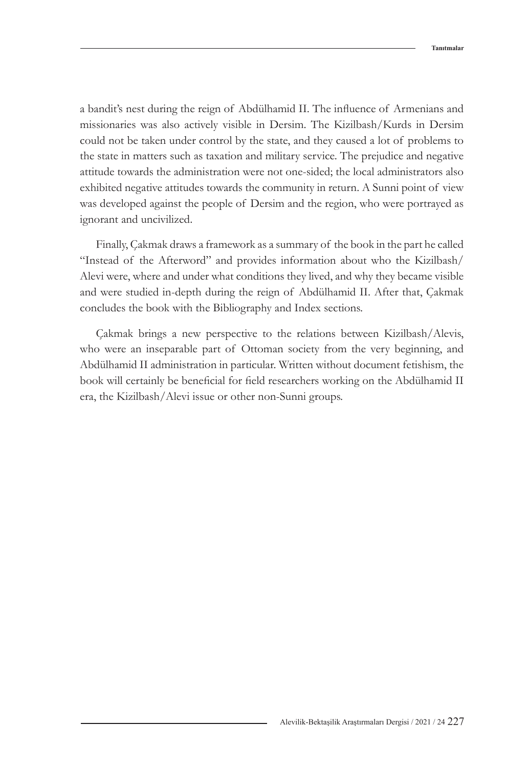a bandit's nest during the reign of Abdülhamid II. The influence of Armenians and missionaries was also actively visible in Dersim. The Kizilbash/Kurds in Dersim could not be taken under control by the state, and they caused a lot of problems to the state in matters such as taxation and military service. The prejudice and negative attitude towards the administration were not one-sided; the local administrators also exhibited negative attitudes towards the community in return. A Sunni point of view was developed against the people of Dersim and the region, who were portrayed as ignorant and uncivilized.

Finally, Çakmak draws a framework as a summary of the book in the part he called "Instead of the Afterword" and provides information about who the Kizilbash/Alevi were, where and under what conditions they lived, and why they became visible and were studied in-depth during the reign of Abdülhamid II. After that, Çakmak concludes the book with the Bibliography and Index sections.

Çakmak brings a new perspective to the relations between Kizilbash/Alevis, who were an inseparable part of Ottoman society from the very beginning, and Abdülhamid II administration in particular. Written without document fetishism, the book will certainly be beneficial for field researchers working on the Abdülhamid II era, the Kizilbash/Alevi issue or other non-Sunni groups.